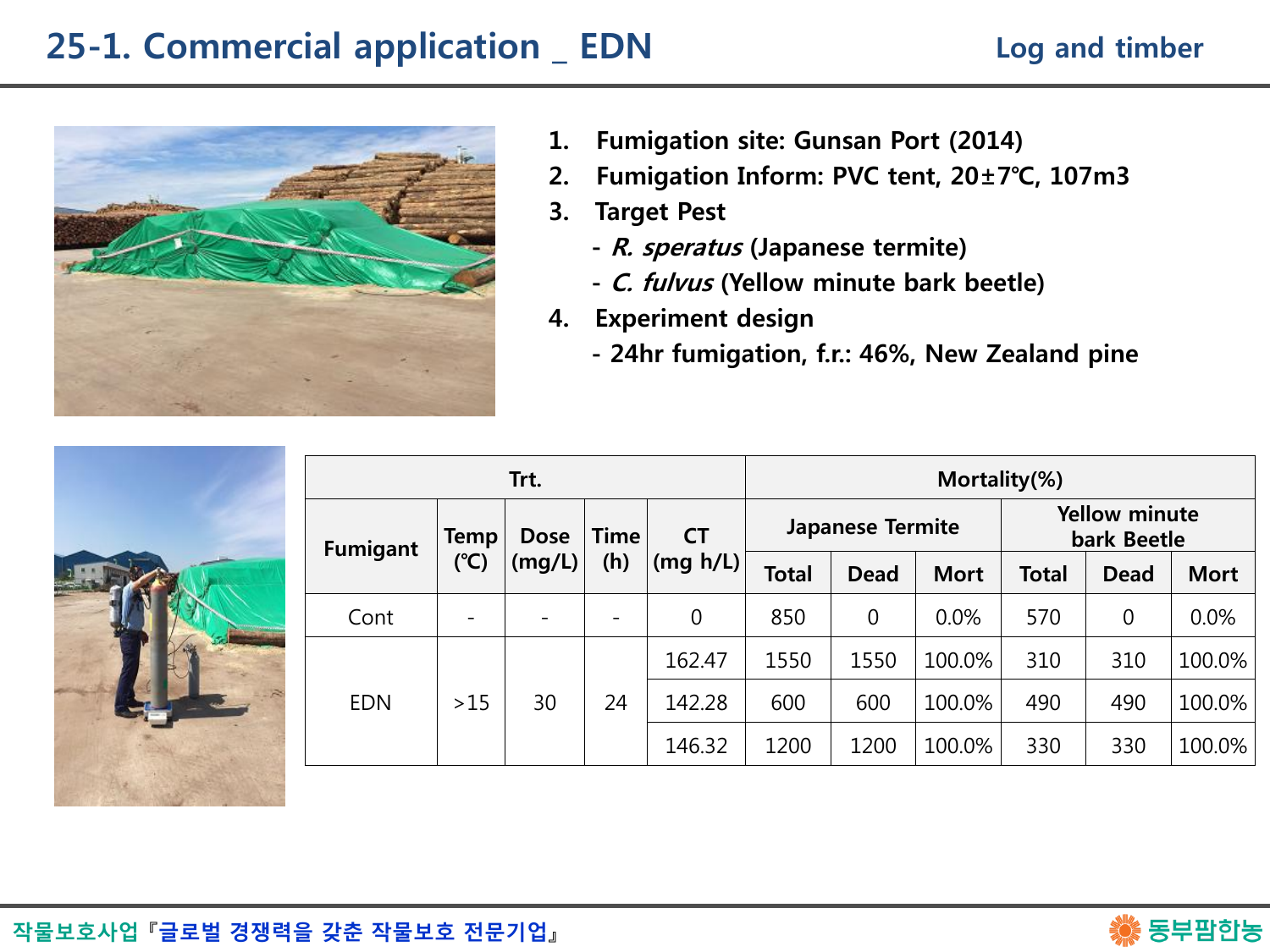# 25-1. Commercial application _ EDN

Log and timber

1. **Fumigation site: Gunsan Port (2014)**
2. **Fumigation Inform: PVC tent, 20±7℃, 107m3**
3. **Target Pest**
   - ***R. speratus*** **(Japanese termite)**
   - ***C. fulvus*** **(Yellow minute bark beetle)**
4. **Experiment design**
   - **24hr fumigation, f.r.: 46%, New Zealand pine**

| Trt. | | | | | Mortality(%) | | | | | |
|---|---|---|---|---|---|---|---|---|---|---|
| Fumigant | Temp (℃) | Dose (mg/L) | Time (h) | CT (mg h/L) | Japanese Termite | | | Yellow minute bark Beetle | | |
| | | | | | Total | Dead | Mort | Total | Dead | Mort |
| Cont | - | - | - | 0 | 850 | 0 | 0.0% | 570 | 0 | 0.0% |
| EDN | >15 | 30 | 24 | 162.47 | 1550 | 1550 | 100.0% | 310 | 310 | 100.0% |
| | | | | 142.28 | 600 | 600 | 100.0% | 490 | 490 | 100.0% |
| | | | | 146.32 | 1200 | 1200 | 100.0% | 330 | 330 | 100.0% |

작물보호사업『글로벌 경쟁력을 갖춘 작물보호 전문기업』

동부팜한농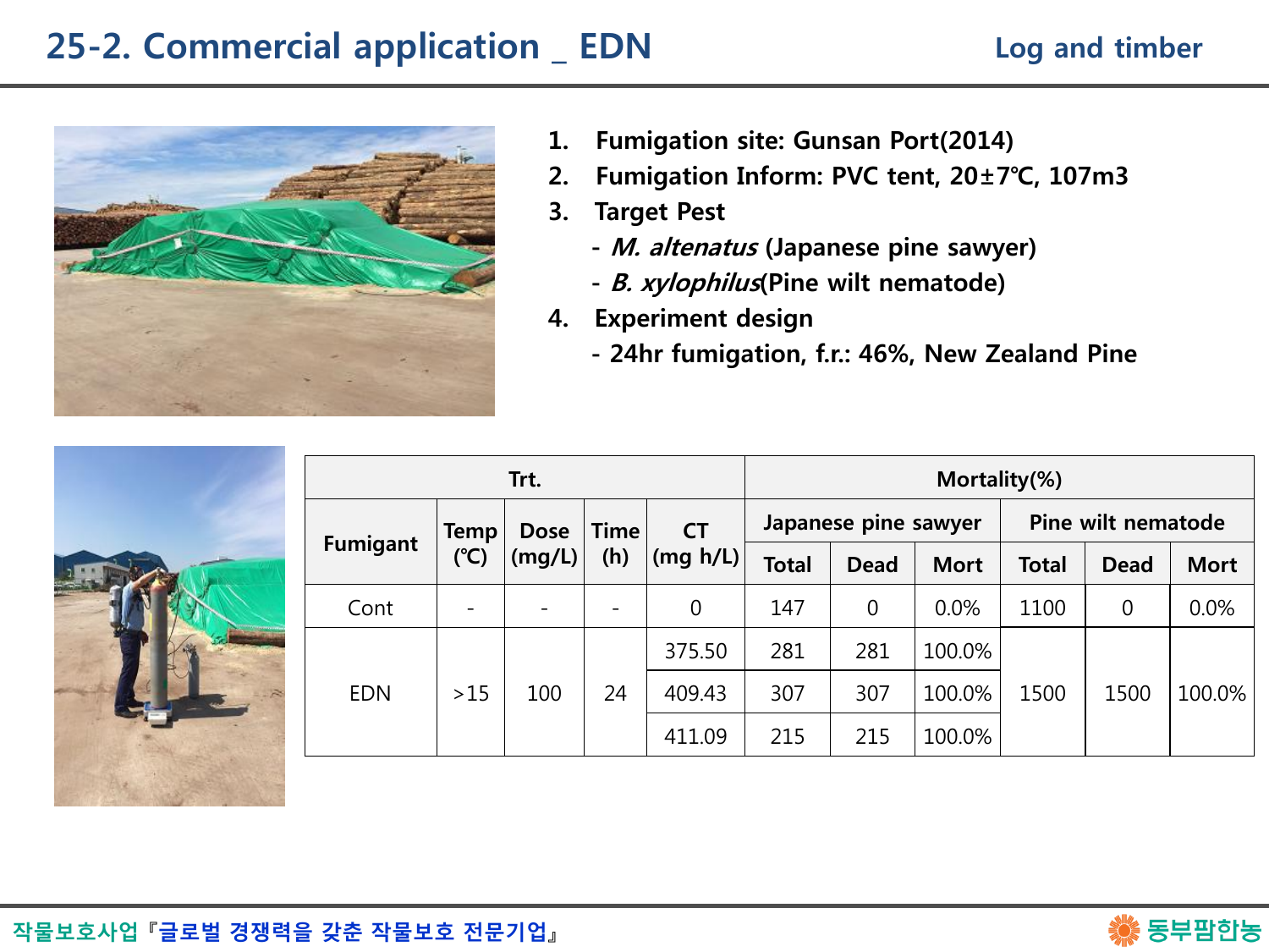# 25-2. Commercial application _ EDN

Log and timber

1. Fumigation site: Gunsan Port(2014)
2. Fumigation Inform: PVC tent, 20±7℃, 107m3
3. Target Pest
   - *M. altenatus* (Japanese pine sawyer)
   - *B. xylophilus*(Pine wilt nematode)
4. Experiment design
   - 24hr fumigation, f.r.: 46%, New Zealand Pine

| Trt. | | | | | Mortality(%) | | | | | |
|---|---|---|---|---|---|---|---|---|---|---|
| Fumigant | Temp (℃) | Dose (mg/L) | Time (h) | CT (mg h/L) | Japanese pine sawyer | | | Pine wilt nematode | | |
| | | | | | Total | Dead | Mort | Total | Dead | Mort |
| Cont | - | - | - | 0 | 147 | 0 | 0.0% | 1100 | 0 | 0.0% |
| EDN | >15 | 100 | 24 | 375.50 | 281 | 281 | 100.0% | 1500 | 1500 | 100.0% |
| | | | | 409.43 | 307 | 307 | 100.0% | | | |
| | | | | 411.09 | 215 | 215 | 100.0% | | | |

작물보호사업『글로벌 경쟁력을 갖춘 작물보호 전문기업』

동부팜한농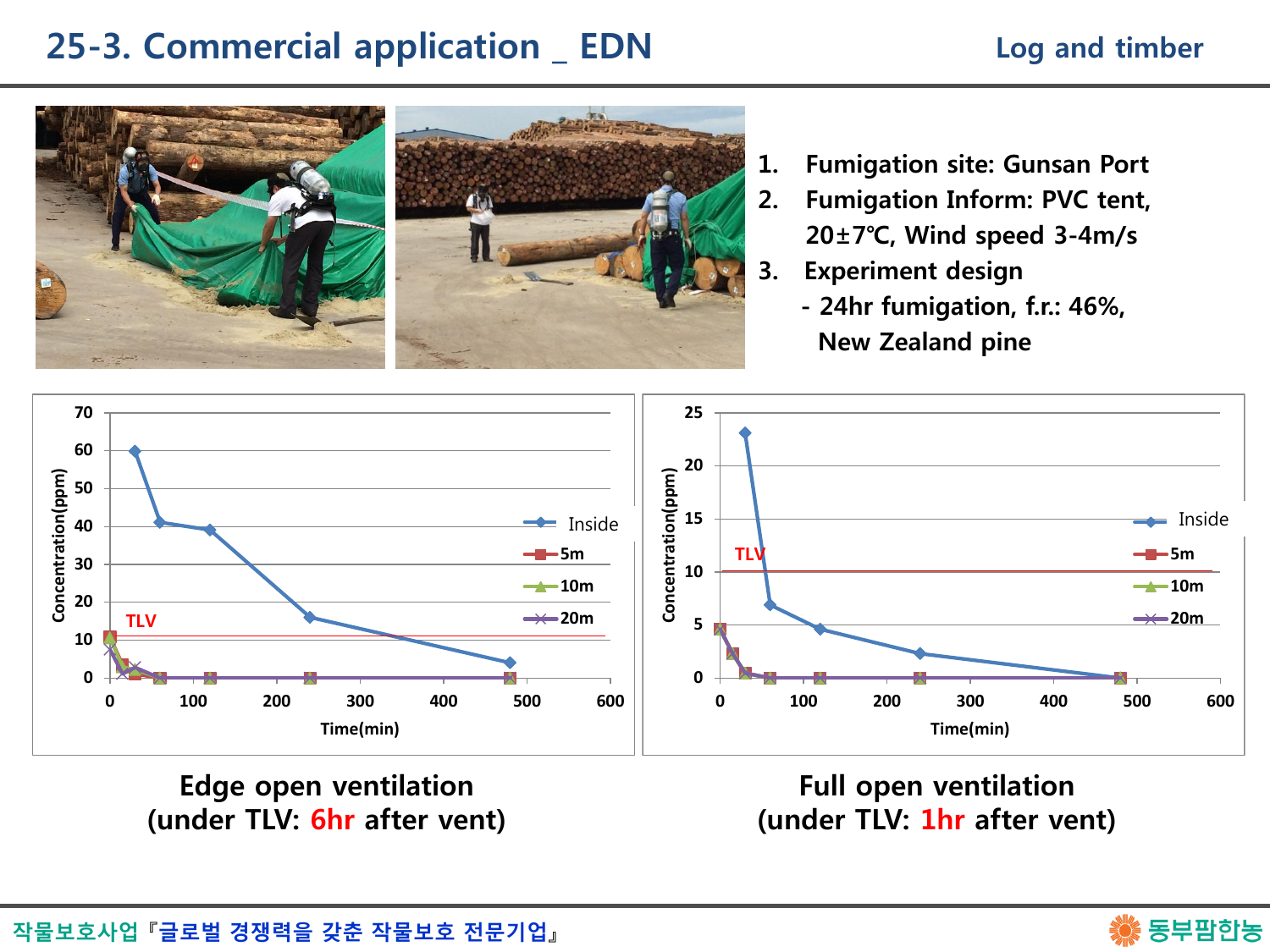# 25-3. Commercial application _ EDN

Log and timber

1. **Fumigation site: Gunsan Port**
2. **Fumigation Inform: PVC tent, 20±7℃, Wind speed 3-4m/s**
3. **Experiment design**
   - **24hr fumigation, f.r.: 46%, New Zealand pine**

**Edge open ventilation (under TLV: 6hr after vent)**

**Full open ventilation (under TLV: 1hr after vent)**

작물보호사업『글로벌 경쟁력을 갖춘 작물보호 전문기업』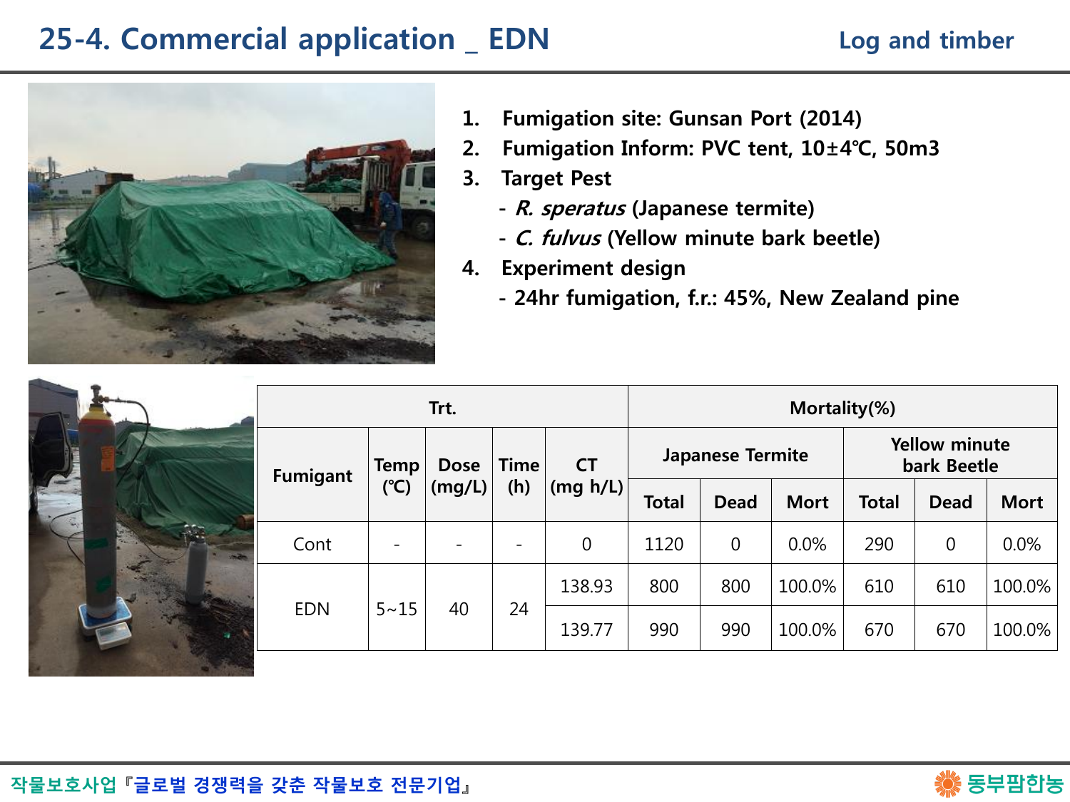# 25-4. Commercial application _ EDN

Log and timber

1. Fumigation site: Gunsan Port (2014)
2. Fumigation Inform: PVC tent, 10±4℃, 50m3
3. Target Pest
   - *R. speratus* (Japanese termite)
   - *C. fulvus* (Yellow minute bark beetle)
4. Experiment design
   - 24hr fumigation, f.r.: 45%, New Zealand pine

| Trt. | | | | | Mortality(%) | | | | | |
|---|---|---|---|---|---|---|---|---|---|---|
| Fumigant | Temp (℃) | Dose (mg/L) | Time (h) | CT (mg h/L) | Japanese Termite | | | Yellow minute bark Beetle | | |
| | | | | | Total | Dead | Mort | Total | Dead | Mort |
| Cont | - | - | - | 0 | 1120 | 0 | 0.0% | 290 | 0 | 0.0% |
| EDN | 5~15 | 40 | 24 | 138.93 | 800 | 800 | 100.0% | 610 | 610 | 100.0% |
| | | | | 139.77 | 990 | 990 | 100.0% | 670 | 670 | 100.0% |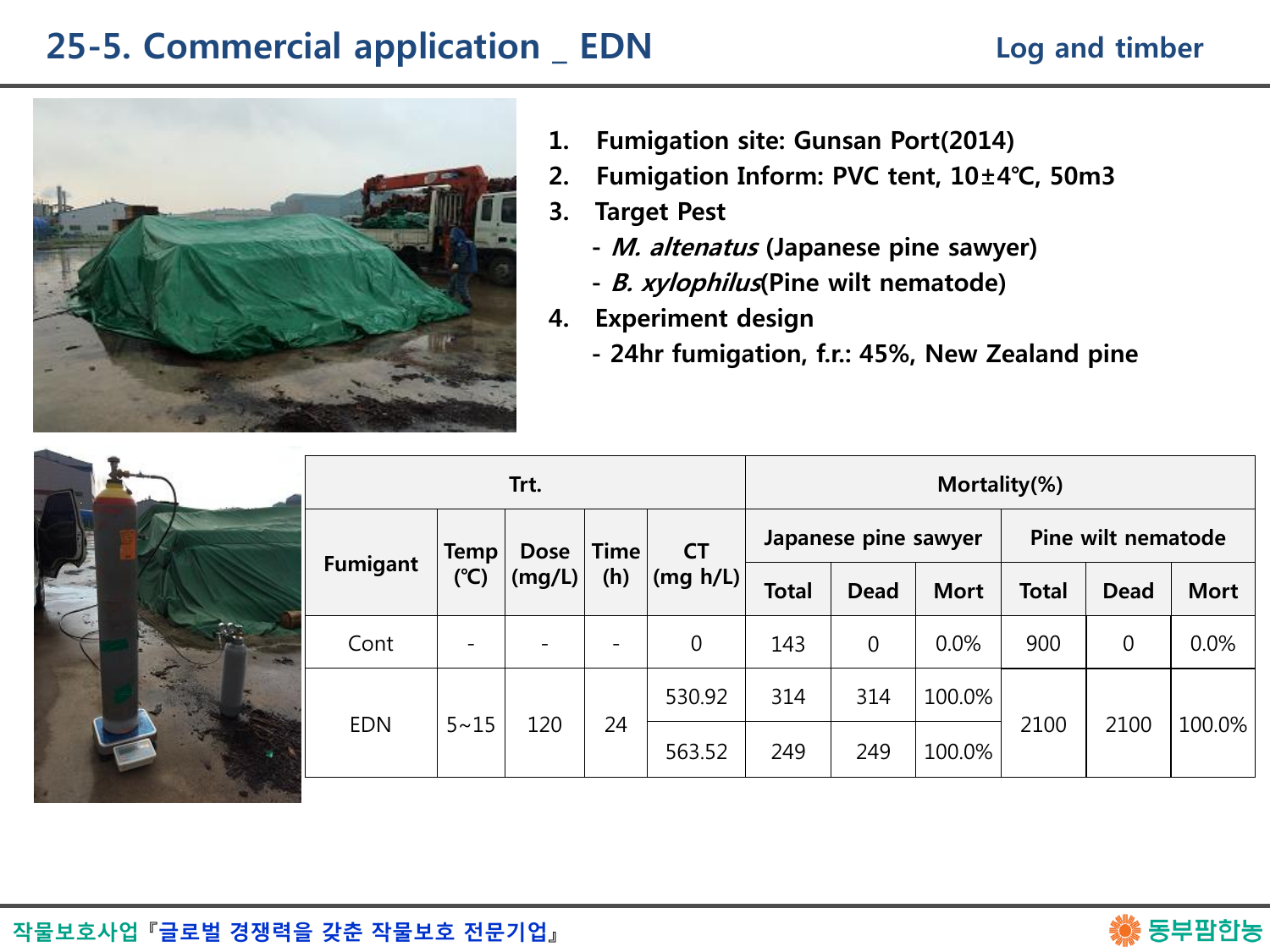# 25-5. Commercial application _ EDN

Log and timber

1. Fumigation site: Gunsan Port(2014)
2. Fumigation Inform: PVC tent, 10±4℃, 50m3
3. Target Pest
   - *M. altenatus* (Japanese pine sawyer)
   - *B. xylophilus*(Pine wilt nematode)
4. Experiment design
   - 24hr fumigation, f.r.: 45%, New Zealand pine

| Trt. | | | | | Mortality(%) | | | | | |
|---|---|---|---|---|---|---|---|---|---|---|
| Fumigant | Temp (℃) | Dose (mg/L) | Time (h) | CT (mg h/L) | Japanese pine sawyer | | | Pine wilt nematode | | |
| | | | | | Total | Dead | Mort | Total | Dead | Mort |
| Cont | - | - | - | 0 | 143 | 0 | 0.0% | 900 | 0 | 0.0% |
| EDN | 5~15 | 120 | 24 | 530.92 | 314 | 314 | 100.0% | 2100 | 2100 | 100.0% |
| | | | | 563.52 | 249 | 249 | 100.0% | | | |

작물보호사업『글로벌 경쟁력을 갖춘 작물보호 전문기업』

동부팜한농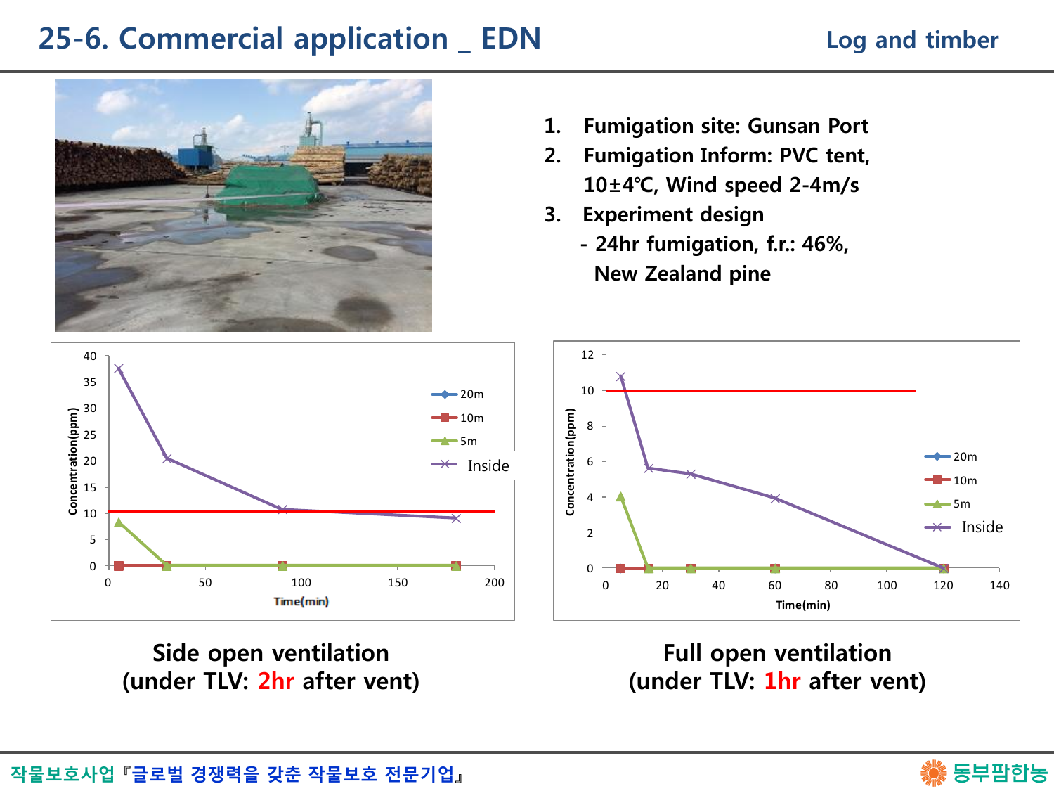# 25-6. Commercial application _ EDN

Log and timber

1. Fumigation site: Gunsan Port
2. Fumigation Inform: PVC tent, 10±4℃, Wind speed 2-4m/s
3. Experiment design
   - 24hr fumigation, f.r.: 46%, New Zealand pine

Side open ventilation
(under TLV: 2hr after vent)

Full open ventilation
(under TLV: 1hr after vent)

작물보호사업『글로벌 경쟁력을 갖춘 작물보호 전문기업』

동부팜한농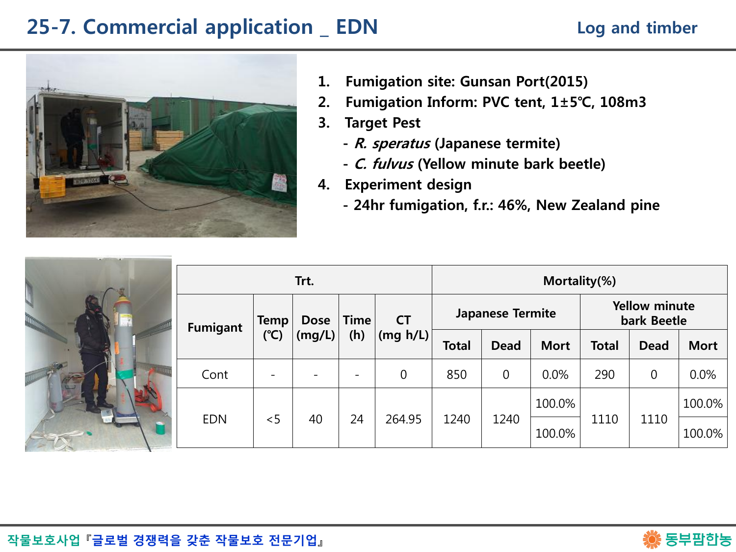# 25-7. Commercial application _ EDN

Log and timber

1. **Fumigation site: Gunsan Port(2015)**
2. **Fumigation Inform: PVC tent, 1±5℃, 108m3**
3. **Target Pest**
   - ***R. speratus*** **(Japanese termite)**
   - ***C. fulvus*** **(Yellow minute bark beetle)**
4. **Experiment design**
   - **24hr fumigation, f.r.: 46%, New Zealand pine**

| Trt. | | | | | Mortality(%) | | | | | |
|---|---|---|---|---|---|---|---|---|---|---|
| Fumigant | Temp (℃) | Dose (mg/L) | Time (h) | CT (mg h/L) | Japanese Termite | | | Yellow minute bark Beetle | | |
| | | | | | Total | Dead | Mort | Total | Dead | Mort |
| Cont | - | - | - | 0 | 850 | 0 | 0.0% | 290 | 0 | 0.0% |
| EDN | <5 | 40 | 24 | 264.95 | 1240 | 1240 | 100.0% | 1110 | 1110 | 100.0% |
| | | | | | | | 100.0% | | | 100.0% |

작물보호사업『글로벌 경쟁력을 갖춘 작물보호 전문기업』

동부팜한농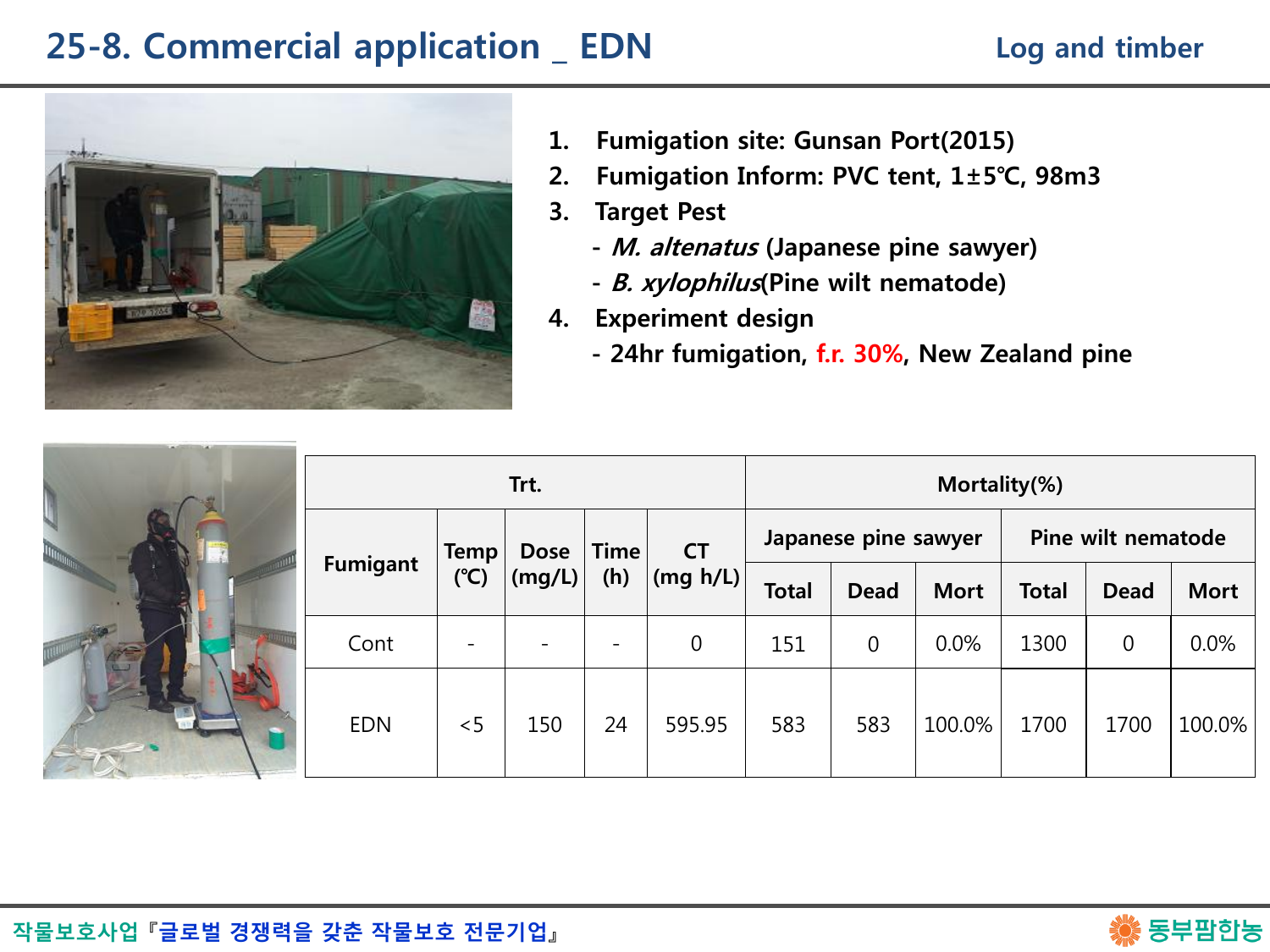# 25-8. Commercial application _ EDN

Log and timber

1. Fumigation site: Gunsan Port(2015)
2. Fumigation Inform: PVC tent, 1±5℃, 98m3
3. Target Pest
   - *M. altenatus* (Japanese pine sawyer)
   - *B. xylophilus*(Pine wilt nematode)
4. Experiment design
   - 24hr fumigation, f.r. 30%, New Zealand pine

| Trt. | | | | | Mortality(%) | | | | | |
|---|---|---|---|---|---|---|---|---|---|---|
| Fumigant | Temp (℃) | Dose (mg/L) | Time (h) | CT (mg h/L) | Japanese pine sawyer | | | Pine wilt nematode | | |
| | | | | | Total | Dead | Mort | Total | Dead | Mort |
| Cont | - | - | - | 0 | 151 | 0 | 0.0% | 1300 | 0 | 0.0% |
| EDN | <5 | 150 | 24 | 595.95 | 583 | 583 | 100.0% | 1700 | 1700 | 100.0% |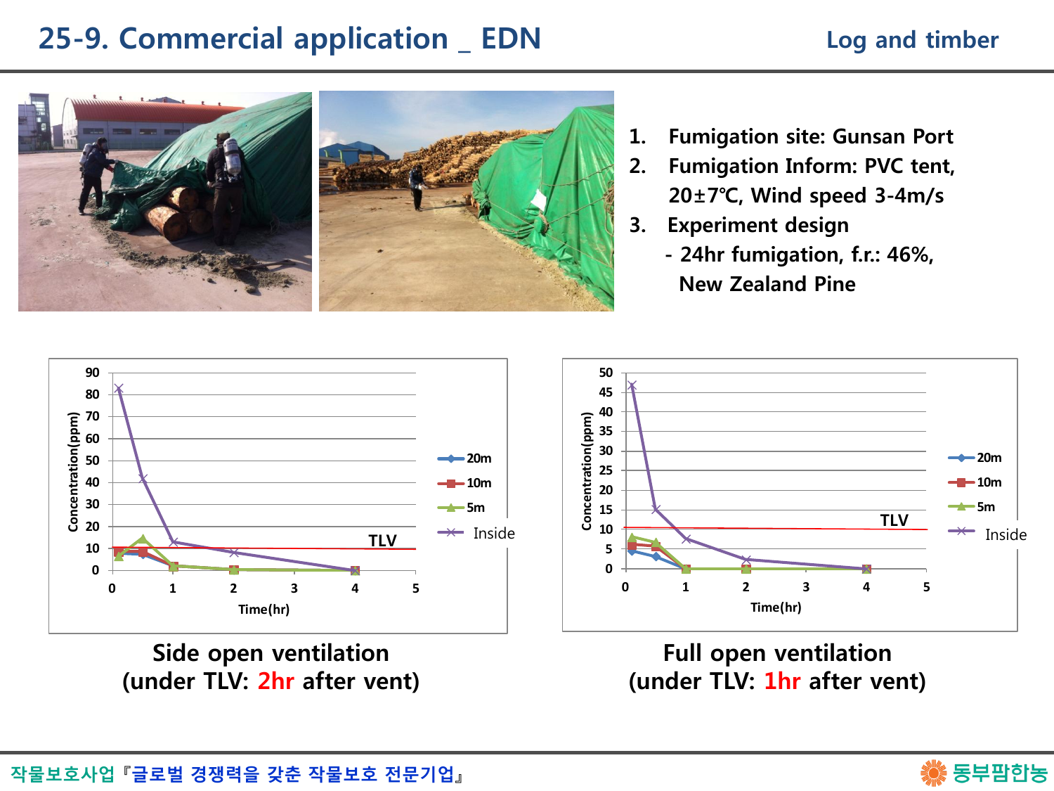# 25-9. Commercial application _ EDN

Log and timber

1. Fumigation site: Gunsan Port
2. Fumigation Inform: PVC tent, 20±7℃, Wind speed 3-4m/s
3. Experiment design
   - 24hr fumigation, f.r.: 46%, New Zealand Pine

Concentration(ppm)
90
80
70
60
50
40
30
20
10
0
0 1 2 3 4 5
Time(hr)
TLV
20m
10m
5m
Inside

Side open ventilation
(under TLV: 2hr after vent)

Concentration(ppm)
50
45
40
35
30
25
20
15
10
5
0
0 1 2 3 4 5
Time(hr)
TLV
20m
10m
5m
Inside

Full open ventilation
(under TLV: 1hr after vent)

작물보호사업『글로벌 경쟁력을 갖춘 작물보호 전문기업』

동부팜한농